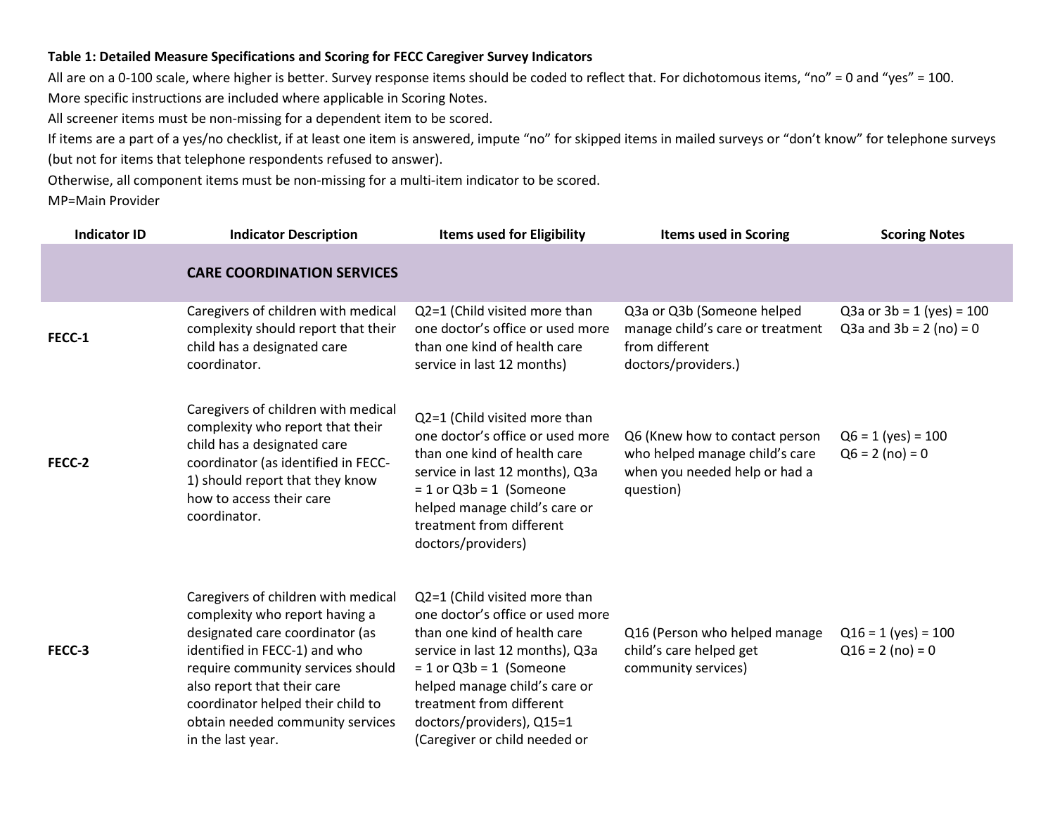**Table 1: Detailed Measure Specifications and Scoring for FECC Caregiver Survey Indicators**

All are on a 0-100 scale, where higher is better. Survey response items should be coded to reflect that. For dichotomous items, "no" = 0 and "yes" = 100.

More specific instructions are included where applicable in Scoring Notes.

All screener items must be non-missing for a dependent item to be scored.

If items are a part of a yes/no checklist, if at least one item is answered, impute "no" for skipped items in mailed surveys or "don't know" for telephone surveys (but not for items that telephone respondents refused to answer).

Otherwise, all component items must be non-missing for a multi-item indicator to be scored.

MP=Main Provider

| Indicator ID | Indicator Description | Items used for Eligibility | Items used in Scoring | Scoring Notes |
|---|---|---|---|---|
| | **CARE COORDINATION SERVICES** | | | |
| FECC-1 | Caregivers of children with medical complexity should report that their child has a designated care coordinator. | Q2=1 (Child visited more than one doctor's office or used more than one kind of health care service in last 12 months) | Q3a or Q3b (Someone helped manage child's care or treatment from different doctors/providers.) | Q3a or 3b = 1 (yes) = 100<br>Q3a and 3b = 2 (no) = 0 |
| FECC-2 | Caregivers of children with medical complexity who report that their child has a designated care coordinator (as identified in FECC-1) should report that they know how to access their care coordinator. | Q2=1 (Child visited more than one doctor's office or used more than one kind of health care service in last 12 months), Q3a = 1 or Q3b = 1 (Someone helped manage child's care or treatment from different doctors/providers) | Q6 (Knew how to contact person who helped manage child's care when you needed help or had a question) | Q6 = 1 (yes) = 100<br>Q6 = 2 (no) = 0 |
| FECC-3 | Caregivers of children with medical complexity who report having a designated care coordinator (as identified in FECC-1) and who require community services should also report that their care coordinator helped their child to obtain needed community services in the last year. | Q2=1 (Child visited more than one doctor's office or used more than one kind of health care service in last 12 months), Q3a = 1 or Q3b = 1 (Someone helped manage child's care or treatment from different doctors/providers), Q15=1 (Caregiver or child needed or | Q16 (Person who helped manage child's care helped get community services) | Q16 = 1 (yes) = 100<br>Q16 = 2 (no) = 0 |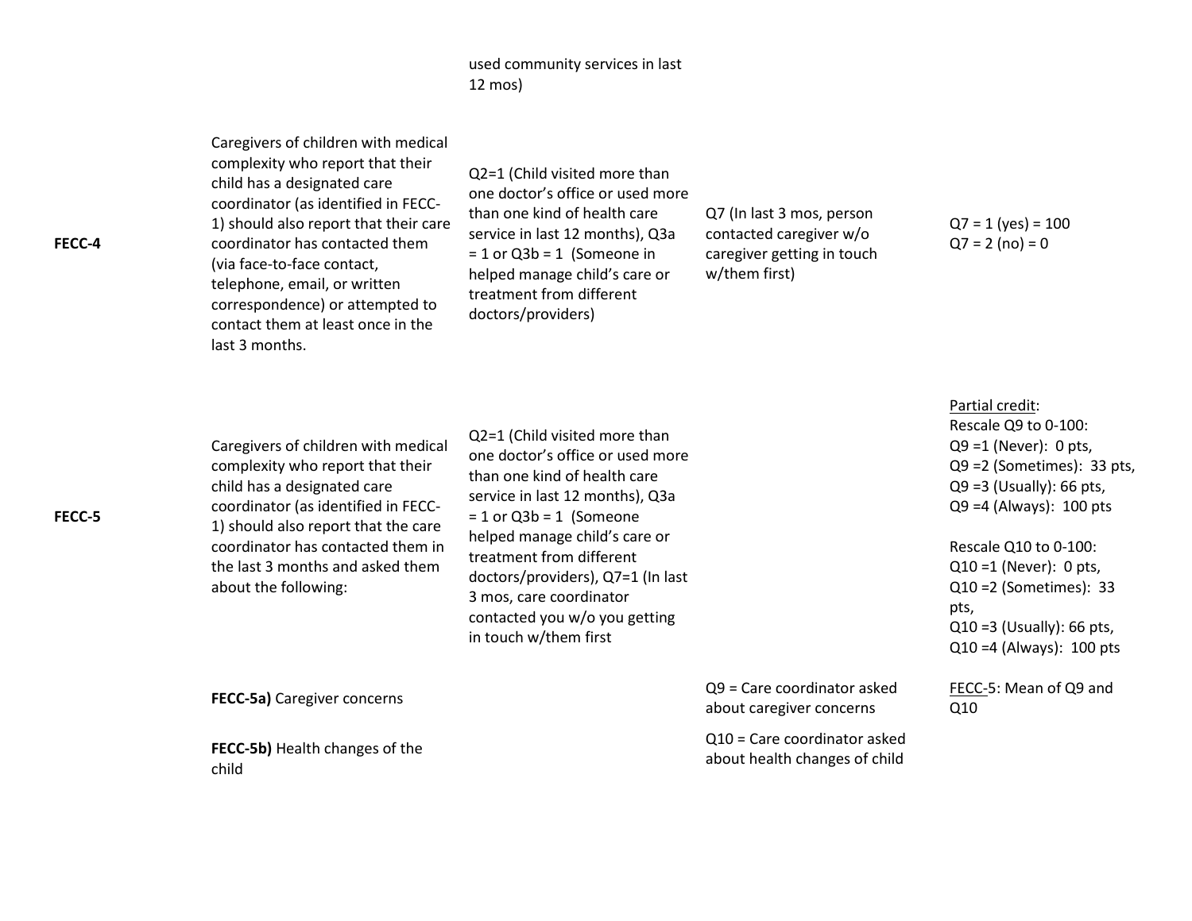| | | | | |
|---|---|---|---|---|
| | | used community services in last 12 mos) | | |
| **FECC-4** | Caregivers of children with medical complexity who report that their child has a designated care coordinator (as identified in FECC-1) should also report that their care coordinator has contacted them (via face-to-face contact, telephone, email, or written correspondence) or attempted to contact them at least once in the last 3 months. | Q2=1 (Child visited more than one doctor's office or used more than one kind of health care service in last 12 months), Q3a = 1 or Q3b = 1 (Someone in helped manage child's care or treatment from different doctors/providers) | Q7 (In last 3 mos, person contacted caregiver w/o caregiver getting in touch w/them first) | Q7 = 1 (yes) = 100<br>Q7 = 2 (no) = 0 |
| **FECC-5** | Caregivers of children with medical complexity who report that their child has a designated care coordinator (as identified in FECC-1) should also report that the care coordinator has contacted them in the last 3 months and asked them about the following: | Q2=1 (Child visited more than one doctor's office or used more than one kind of health care service in last 12 months), Q3a = 1 or Q3b = 1 (Someone helped manage child's care or treatment from different doctors/providers), Q7=1 (In last 3 mos, care coordinator contacted you w/o you getting in touch w/them first | | Partial credit:<br>Rescale Q9 to 0-100:<br>Q9 =1 (Never): 0 pts,<br>Q9 =2 (Sometimes): 33 pts,<br>Q9 =3 (Usually): 66 pts,<br>Q9 =4 (Always): 100 pts<br><br>Rescale Q10 to 0-100:<br>Q10 =1 (Never): 0 pts,<br>Q10 =2 (Sometimes): 33 pts,<br>Q10 =3 (Usually): 66 pts,<br>Q10 =4 (Always): 100 pts |
| | **FECC-5a)** Caregiver concerns | | Q9 = Care coordinator asked about caregiver concerns | FECC-5: Mean of Q9 and Q10 |
| | **FECC-5b)** Health changes of the child | | Q10 = Care coordinator asked about health changes of child | |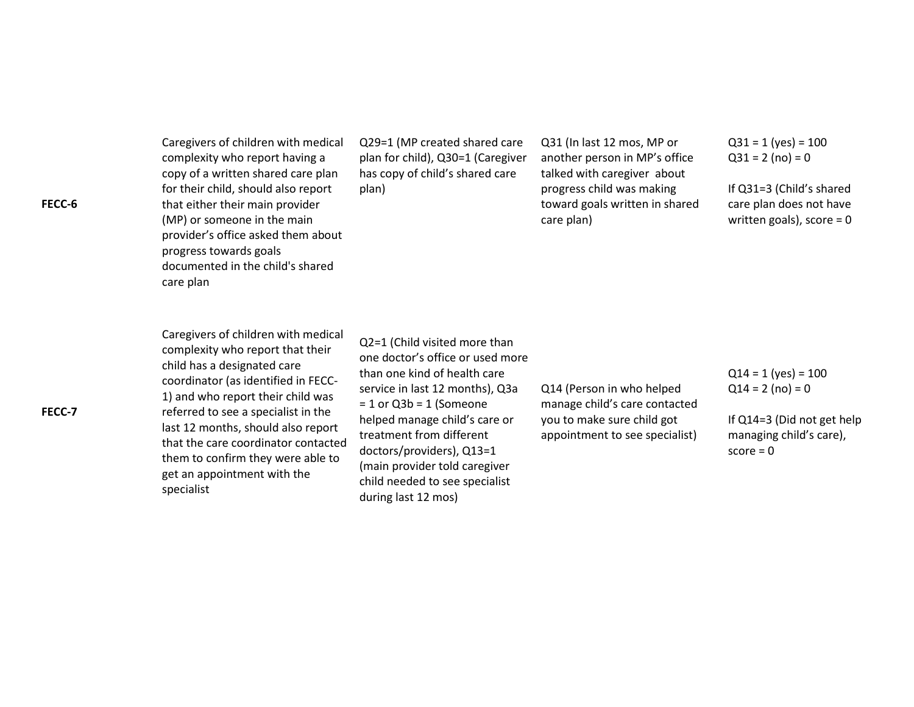| | | | | |
|---|---|---|---|---|
| **FECC-6** | Caregivers of children with medical complexity who report having a copy of a written shared care plan for their child, should also report that either their main provider (MP) or someone in the main provider's office asked them about progress towards goals documented in the child's shared care plan | Q29=1 (MP created shared care plan for child), Q30=1 (Caregiver has copy of child's shared care plan) | Q31 (In last 12 mos, MP or another person in MP's office talked with caregiver about progress child was making toward goals written in shared care plan) | Q31 = 1 (yes) = 100<br>Q31 = 2 (no) = 0<br><br>If Q31=3 (Child's shared care plan does not have written goals), score = 0 |
| **FECC-7** | Caregivers of children with medical complexity who report that their child has a designated care coordinator (as identified in FECC-1) and who report their child was referred to see a specialist in the last 12 months, should also report that the care coordinator contacted them to confirm they were able to get an appointment with the specialist | Q2=1 (Child visited more than one doctor's office or used more than one kind of health care service in last 12 months), Q3a = 1 or Q3b = 1 (Someone helped manage child's care or treatment from different doctors/providers), Q13=1 (main provider told caregiver child needed to see specialist during last 12 mos) | Q14 (Person in who helped manage child's care contacted you to make sure child got appointment to see specialist) | Q14 = 1 (yes) = 100<br>Q14 = 2 (no) = 0<br><br>If Q14=3 (Did not get help managing child's care), score = 0 |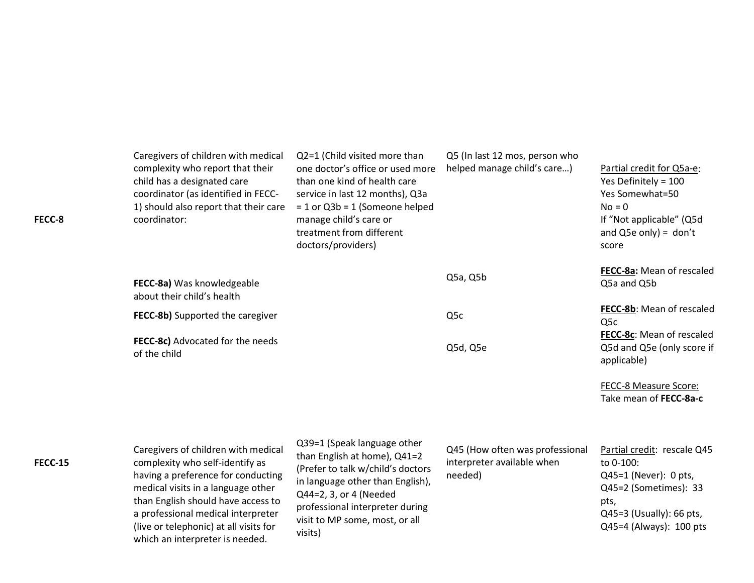| | | | | |
|---|---|---|---|---|
| FECC-8 | Caregivers of children with medical complexity who report that their child has a designated care coordinator (as identified in FECC-1) should also report that their care coordinator: | Q2=1 (Child visited more than one doctor's office or used more than one kind of health care service in last 12 months), Q3a = 1 or Q3b = 1 (Someone helped manage child's care or treatment from different doctors/providers) | Q5 (In last 12 mos, person who helped manage child's care…) | Partial credit for Q5a-e:<br>Yes Definitely = 100<br>Yes Somewhat=50<br>No = 0<br>If "Not applicable" (Q5d and Q5e only) = don't score |
| | **FECC-8a)** Was knowledgeable about their child's health | | Q5a, Q5b | **FECC-8a:** Mean of rescaled Q5a and Q5b |
| | **FECC-8b)** Supported the caregiver | | Q5c | **FECC-8b**: Mean of rescaled Q5c |
| | **FECC-8c)** Advocated for the needs of the child | | Q5d, Q5e | **FECC-8c**: Mean of rescaled Q5d and Q5e (only score if applicable) |
| | | | | FECC-8 Measure Score:<br>Take mean of **FECC-8a-c** |
| FECC-15 | Caregivers of children with medical complexity who self-identify as having a preference for conducting medical visits in a language other than English should have access to a professional medical interpreter (live or telephonic) at all visits for which an interpreter is needed. | Q39=1 (Speak language other than English at home), Q41=2 (Prefer to talk w/child's doctors in language other than English), Q44=2, 3, or 4 (Needed professional interpreter during visit to MP some, most, or all visits) | Q45 (How often was professional interpreter available when needed) | Partial credit: rescale Q45 to 0-100:<br>Q45=1 (Never): 0 pts,<br>Q45=2 (Sometimes): 33 pts,<br>Q45=3 (Usually): 66 pts,<br>Q45=4 (Always): 100 pts |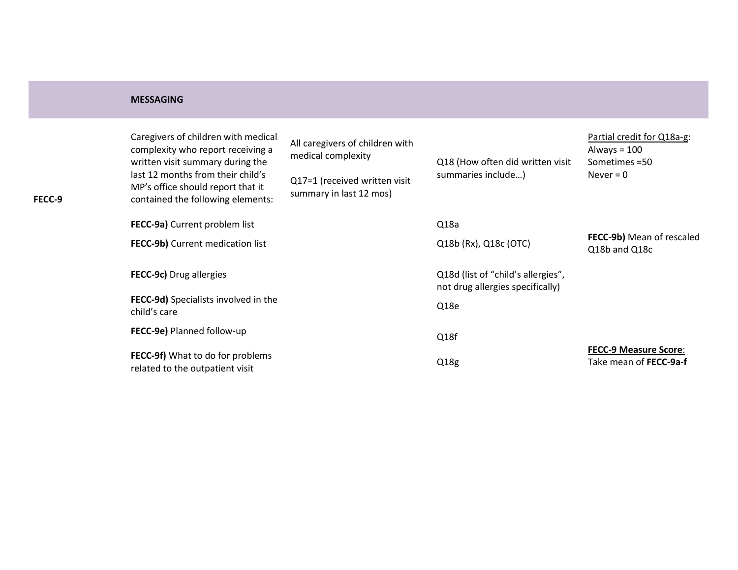| | **MESSAGING** | | | |
|---|---|---|---|---|
| **FECC-9** | Caregivers of children with medical complexity who report receiving a written visit summary during the last 12 months from their child's MP's office should report that it contained the following elements: | All caregivers of children with medical complexity<br><br>Q17=1 (received written visit summary in last 12 mos) | Q18 (How often did written visit summaries include…) | Partial credit for Q18a-g:<br>Always = 100<br>Sometimes =50<br>Never = 0 |
| | **FECC-9a)** Current problem list | | Q18a | |
| | **FECC-9b)** Current medication list | | Q18b (Rx), Q18c (OTC) | **FECC-9b)** Mean of rescaled Q18b and Q18c |
| | **FECC-9c)** Drug allergies | | Q18d (list of "child's allergies", not drug allergies specifically) | |
| | **FECC-9d)** Specialists involved in the child's care | | Q18e | |
| | **FECC-9e)** Planned follow-up | | Q18f | |
| | **FECC-9f)** What to do for problems related to the outpatient visit | | Q18g | **FECC-9 Measure Score**:<br>Take mean of **FECC-9a-f** |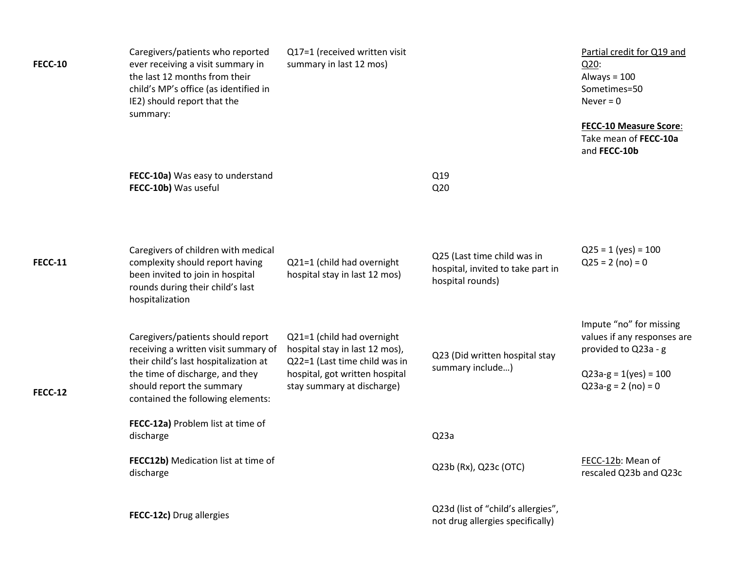| | | | | |
|---|---|---|---|---|
| **FECC-10** | Caregivers/patients who reported ever receiving a visit summary in the last 12 months from their child's MP's office (as identified in IE2) should report that the summary: | Q17=1 (received written visit summary in last 12 mos) | | Partial credit for Q19 and Q20:<br>Always = 100<br>Sometimes=50<br>Never = 0<br><br>**FECC-10 Measure Score**: Take mean of **FECC-10a** and **FECC-10b** |
| | **FECC-10a)** Was easy to understand<br>**FECC-10b)** Was useful | | Q19<br>Q20 | |
| **FECC-11** | Caregivers of children with medical complexity should report having been invited to join in hospital rounds during their child's last hospitalization | Q21=1 (child had overnight hospital stay in last 12 mos) | Q25 (Last time child was in hospital, invited to take part in hospital rounds) | Q25 = 1 (yes) = 100<br>Q25 = 2 (no) = 0 |
| **FECC-12** | Caregivers/patients should report receiving a written visit summary of their child's last hospitalization at the time of discharge, and they should report the summary contained the following elements: | Q21=1 (child had overnight hospital stay in last 12 mos), Q22=1 (Last time child was in hospital, got written hospital stay summary at discharge) | Q23 (Did written hospital stay summary include…) | Impute "no" for missing values if any responses are provided to Q23a - g<br><br>Q23a-g = 1(yes) = 100<br>Q23a-g = 2 (no) = 0 |
| | **FECC-12a)** Problem list at time of discharge | | Q23a | |
| | **FECC12b)** Medication list at time of discharge | | Q23b (Rx), Q23c (OTC) | FECC-12b: Mean of rescaled Q23b and Q23c |
| | **FECC-12c)** Drug allergies | | Q23d (list of "child's allergies", not drug allergies specifically) | |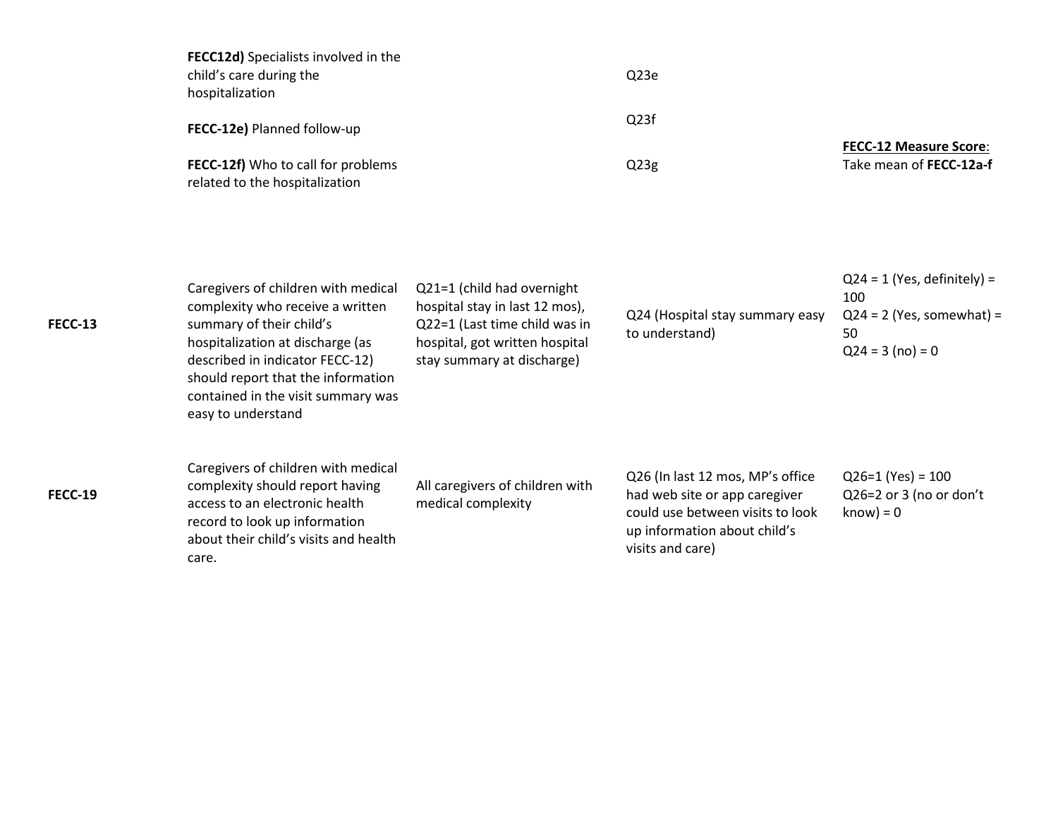| | | | | |
|---|---|---|---|---|
| | **FECC12d)** Specialists involved in the child's care during the hospitalization | | Q23e | |
| | **FECC-12e)** Planned follow-up | | Q23f | |
| | **FECC-12f)** Who to call for problems related to the hospitalization | | Q23g | **FECC-12 Measure Score**: Take mean of **FECC-12a-f** |
| **FECC-13** | Caregivers of children with medical complexity who receive a written summary of their child's hospitalization at discharge (as described in indicator FECC-12) should report that the information contained in the visit summary was easy to understand | Q21=1 (child had overnight hospital stay in last 12 mos), Q22=1 (Last time child was in hospital, got written hospital stay summary at discharge) | Q24 (Hospital stay summary easy to understand) | Q24 = 1 (Yes, definitely) = 100<br>Q24 = 2 (Yes, somewhat) = 50<br>Q24 = 3 (no) = 0 |
| **FECC-19** | Caregivers of children with medical complexity should report having access to an electronic health record to look up information about their child's visits and health care. | All caregivers of children with medical complexity | Q26 (In last 12 mos, MP's office had web site or app caregiver could use between visits to look up information about child's visits and care) | Q26=1 (Yes) = 100<br>Q26=2 or 3 (no or don't know) = 0 |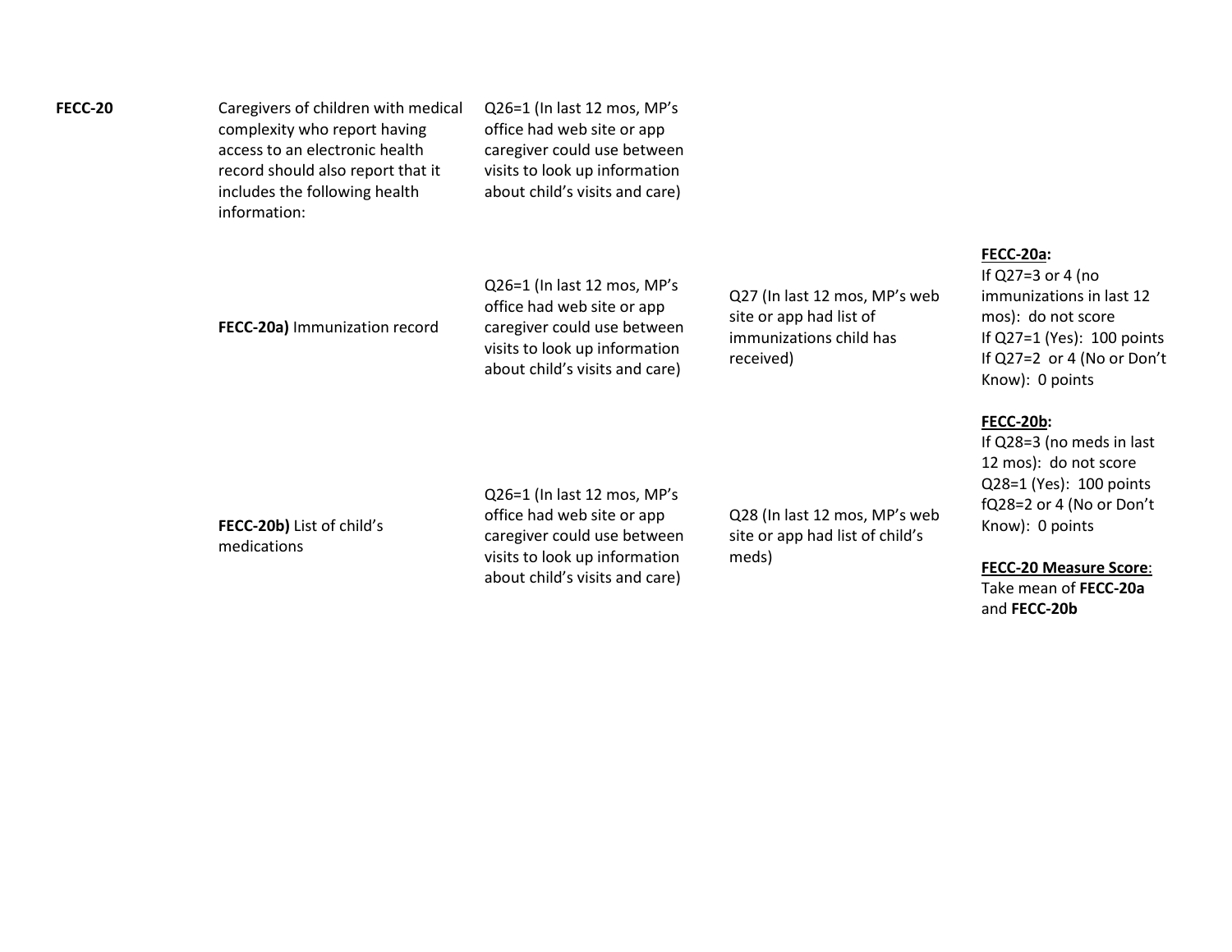| | | | | |
|---|---|---|---|---|
| **FECC-20** | Caregivers of children with medical complexity who report having access to an electronic health record should also report that it includes the following health information: | Q26=1 (In last 12 mos, MP's office had web site or app caregiver could use between visits to look up information about child's visits and care) | | |
| | **FECC-20a)** Immunization record | Q26=1 (In last 12 mos, MP's office had web site or app caregiver could use between visits to look up information about child's visits and care) | Q27 (In last 12 mos, MP's web site or app had list of immunizations child has received) | **FECC-20a:**<br>If Q27=3 or 4 (no immunizations in last 12 mos): do not score<br>If Q27=1 (Yes): 100 points<br>If Q27=2 or 4 (No or Don't Know): 0 points |
| | **FECC-20b)** List of child's medications | Q26=1 (In last 12 mos, MP's office had web site or app caregiver could use between visits to look up information about child's visits and care) | Q28 (In last 12 mos, MP's web site or app had list of child's meds) | **FECC-20b:**<br>If Q28=3 (no meds in last 12 mos): do not score<br>Q28=1 (Yes): 100 points<br>fQ28=2 or 4 (No or Don't Know): 0 points<br><br>**FECC-20 Measure Score**:<br>Take mean of **FECC-20a** and **FECC-20b** |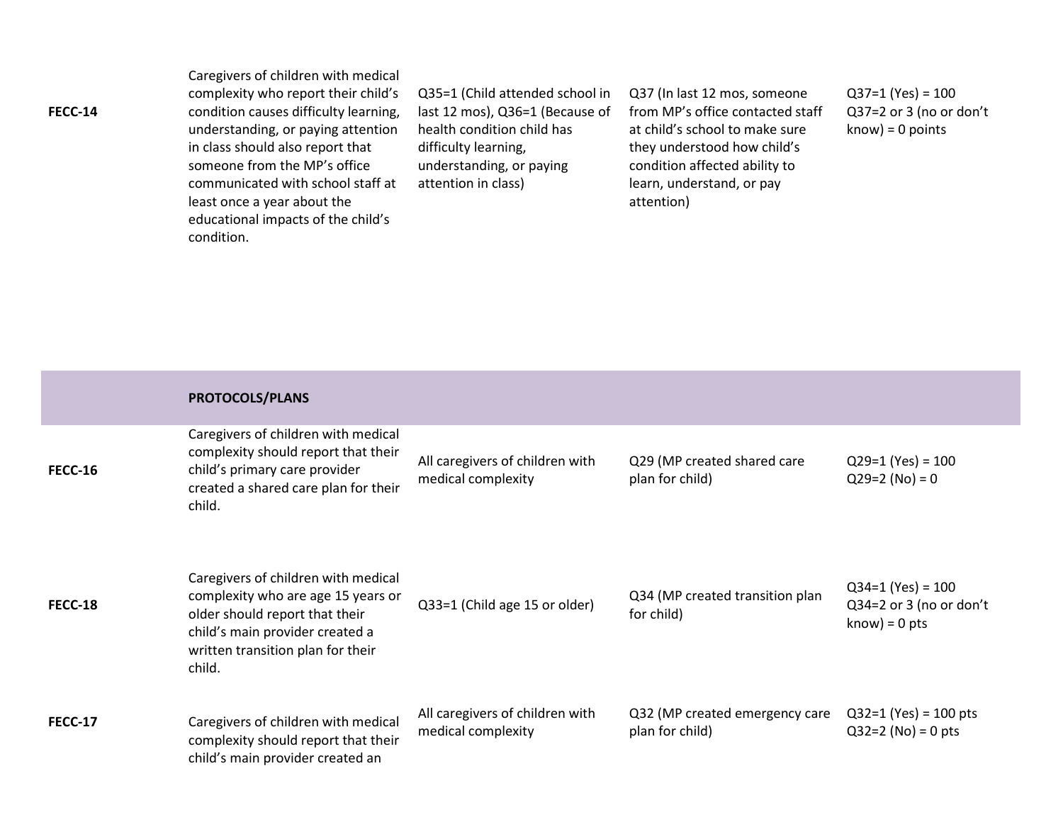| | | | | |
|---|---|---|---|---|
| **FECC-14** | Caregivers of children with medical complexity who report their child's condition causes difficulty learning, understanding, or paying attention in class should also report that someone from the MP's office communicated with school staff at least once a year about the educational impacts of the child's condition. | Q35=1 (Child attended school in last 12 mos), Q36=1 (Because of health condition child has difficulty learning, understanding, or paying attention in class) | Q37 (In last 12 mos, someone from MP's office contacted staff at child's school to make sure they understood how child's condition affected ability to learn, understand, or pay attention) | Q37=1 (Yes) = 100<br>Q37=2 or 3 (no or don't know) = 0 points |
| | **PROTOCOLS/PLANS** | | | |
| **FECC-16** | Caregivers of children with medical complexity should report that their child's primary care provider created a shared care plan for their child. | All caregivers of children with medical complexity | Q29 (MP created shared care plan for child) | Q29=1 (Yes) = 100<br>Q29=2 (No) = 0 |
| **FECC-18** | Caregivers of children with medical complexity who are age 15 years or older should report that their child's main provider created a written transition plan for their child. | Q33=1 (Child age 15 or older) | Q34 (MP created transition plan for child) | Q34=1 (Yes) = 100<br>Q34=2 or 3 (no or don't know) = 0 pts |
| **FECC-17** | Caregivers of children with medical complexity should report that their child's main provider created an | All caregivers of children with medical complexity | Q32 (MP created emergency care plan for child) | Q32=1 (Yes) = 100 pts<br>Q32=2 (No) = 0 pts |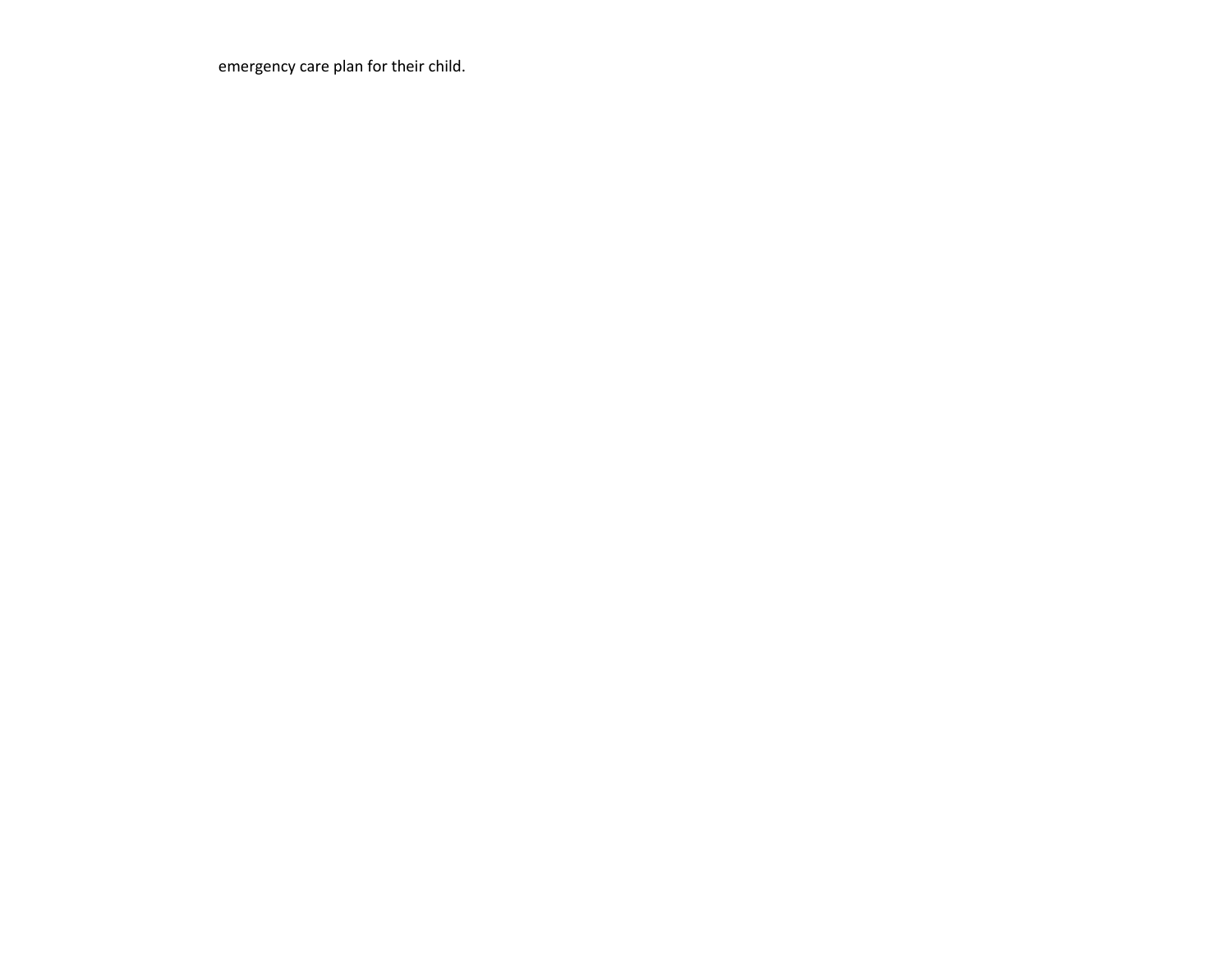emergency care plan for their child.